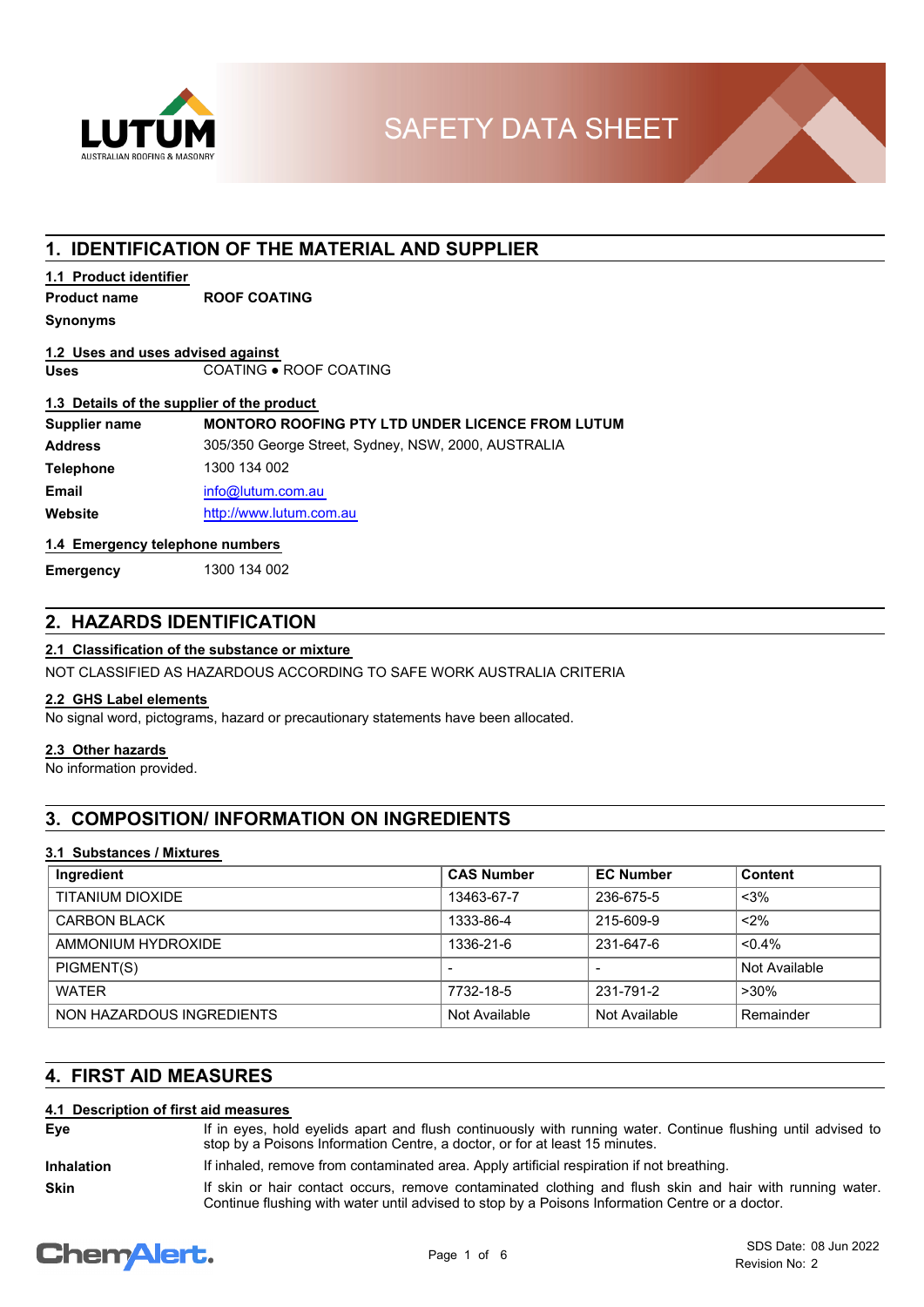# SAFETY DATA SHEET

## 1. IDENTIFICATION OF THE MATERIAL AND SUPPLIER

### 1.1 Product identifier

**Product name** ROOF COATING

**Synonyms**

### 1.2 Uses and uses advised against

**Uses** COATING ● ROOF COATING

### 1.3 Details of the supplier of the product

**Supplier name** MONTORO ROOFING PTY LTD UNDER LICENCE FROM LUTUM

**Address** 305/350 George Street, Sydney, NSW, 2000, AUSTRALIA

**Telephone** 1300 134 002

**Email** info@lutum.com.au

**Website** http://www.lutum.com.au

### 1.4 Emergency telephone numbers

**Emergency** 1300 134 002

## 2. HAZARDS IDENTIFICATION

### 2.1 Classification of the substance or mixture

NOT CLASSIFIED AS HAZARDOUS ACCORDING TO SAFE WORK AUSTRALIA CRITERIA

### 2.2 GHS Label elements

No signal word, pictograms, hazard or precautionary statements have been allocated.

### 2.3 Other hazards

No information provided.

## 3. COMPOSITION/ INFORMATION ON INGREDIENTS

### 3.1 Substances / Mixtures

| Ingredient | CAS Number | EC Number | Content |
|---|---|---|---|
| TITANIUM DIOXIDE | 13463-67-7 | 236-675-5 | <3% |
| CARBON BLACK | 1333-86-4 | 215-609-9 | <2% |
| AMMONIUM HYDROXIDE | 1336-21-6 | 231-647-6 | <0.4% |
| PIGMENT(S) | - | - | Not Available |
| WATER | 7732-18-5 | 231-791-2 | >30% |
| NON HAZARDOUS INGREDIENTS | Not Available | Not Available | Remainder |

## 4. FIRST AID MEASURES

### 4.1 Description of first aid measures

**Eye** If in eyes, hold eyelids apart and flush continuously with running water. Continue flushing until advised to stop by a Poisons Information Centre, a doctor, or for at least 15 minutes.

**Inhalation** If inhaled, remove from contaminated area. Apply artificial respiration if not breathing.

**Skin** If skin or hair contact occurs, remove contaminated clothing and flush skin and hair with running water. Continue flushing with water until advised to stop by a Poisons Information Centre or a doctor.

SDS Date: 08 Jun 2022
Revision No: 2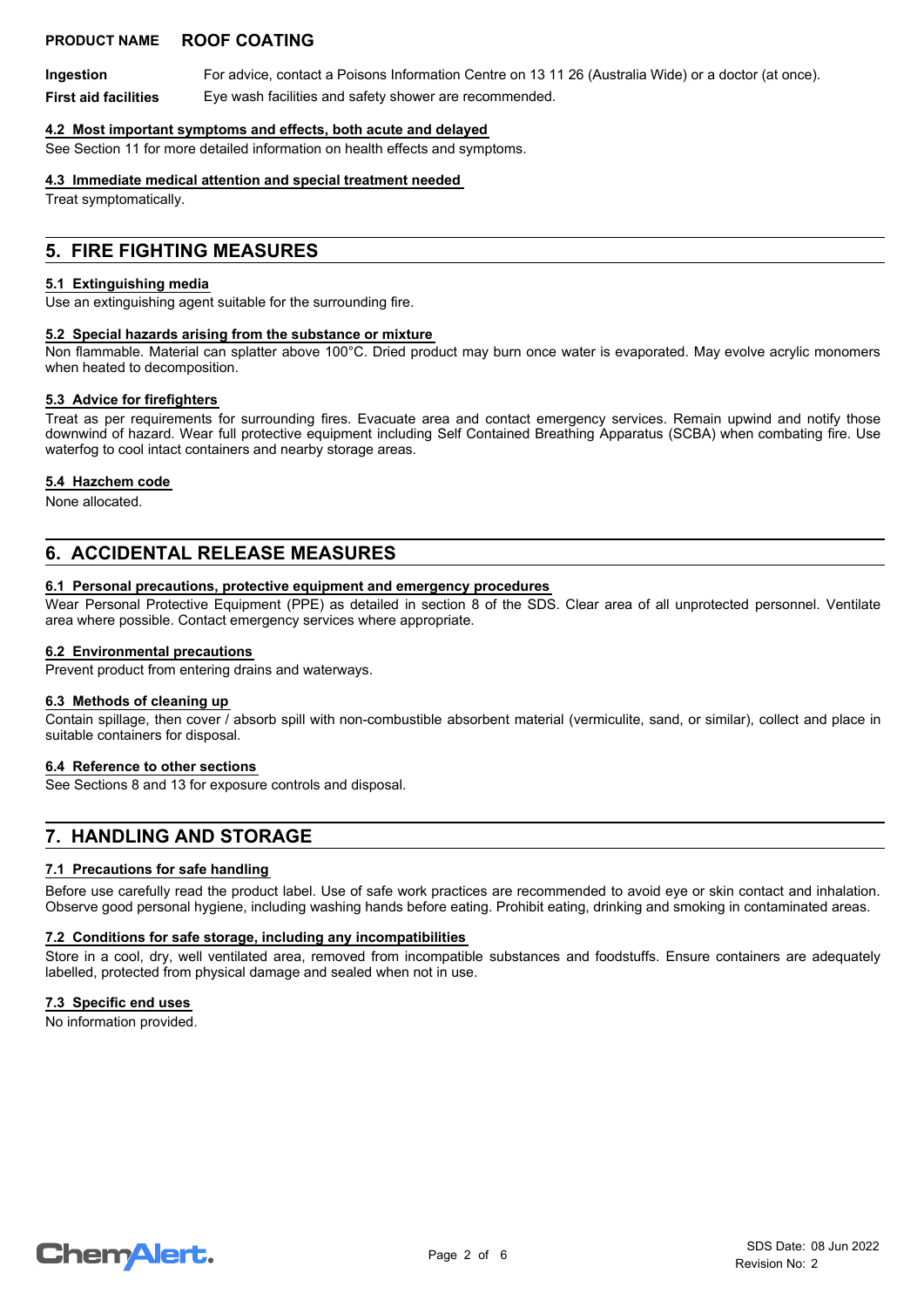**Ingestion** For advice, contact a Poisons Information Centre on 13 11 26 (Australia Wide) or a doctor (at once).

**First aid facilities** Eye wash facilities and safety shower are recommended.

### 4.2 Most important symptoms and effects, both acute and delayed

See Section 11 for more detailed information on health effects and symptoms.

### 4.3 Immediate medical attention and special treatment needed

Treat symptomatically.

## 5. FIRE FIGHTING MEASURES

### 5.1 Extinguishing media

Use an extinguishing agent suitable for the surrounding fire.

### 5.2 Special hazards arising from the substance or mixture

Non flammable. Material can splatter above 100°C. Dried product may burn once water is evaporated. May evolve acrylic monomers when heated to decomposition.

### 5.3 Advice for firefighters

Treat as per requirements for surrounding fires. Evacuate area and contact emergency services. Remain upwind and notify those downwind of hazard. Wear full protective equipment including Self Contained Breathing Apparatus (SCBA) when combating fire. Use waterfog to cool intact containers and nearby storage areas.

### 5.4 Hazchem code

None allocated.

## 6. ACCIDENTAL RELEASE MEASURES

### 6.1 Personal precautions, protective equipment and emergency procedures

Wear Personal Protective Equipment (PPE) as detailed in section 8 of the SDS. Clear area of all unprotected personnel. Ventilate area where possible. Contact emergency services where appropriate.

### 6.2 Environmental precautions

Prevent product from entering drains and waterways.

### 6.3 Methods of cleaning up

Contain spillage, then cover / absorb spill with non-combustible absorbent material (vermiculite, sand, or similar), collect and place in suitable containers for disposal.

### 6.4 Reference to other sections

See Sections 8 and 13 for exposure controls and disposal.

## 7. HANDLING AND STORAGE

### 7.1 Precautions for safe handling

Before use carefully read the product label. Use of safe work practices are recommended to avoid eye or skin contact and inhalation. Observe good personal hygiene, including washing hands before eating. Prohibit eating, drinking and smoking in contaminated areas.

### 7.2 Conditions for safe storage, including any incompatibilities

Store in a cool, dry, well ventilated area, removed from incompatible substances and foodstuffs. Ensure containers are adequately labelled, protected from physical damage and sealed when not in use.

### 7.3 Specific end uses

No information provided.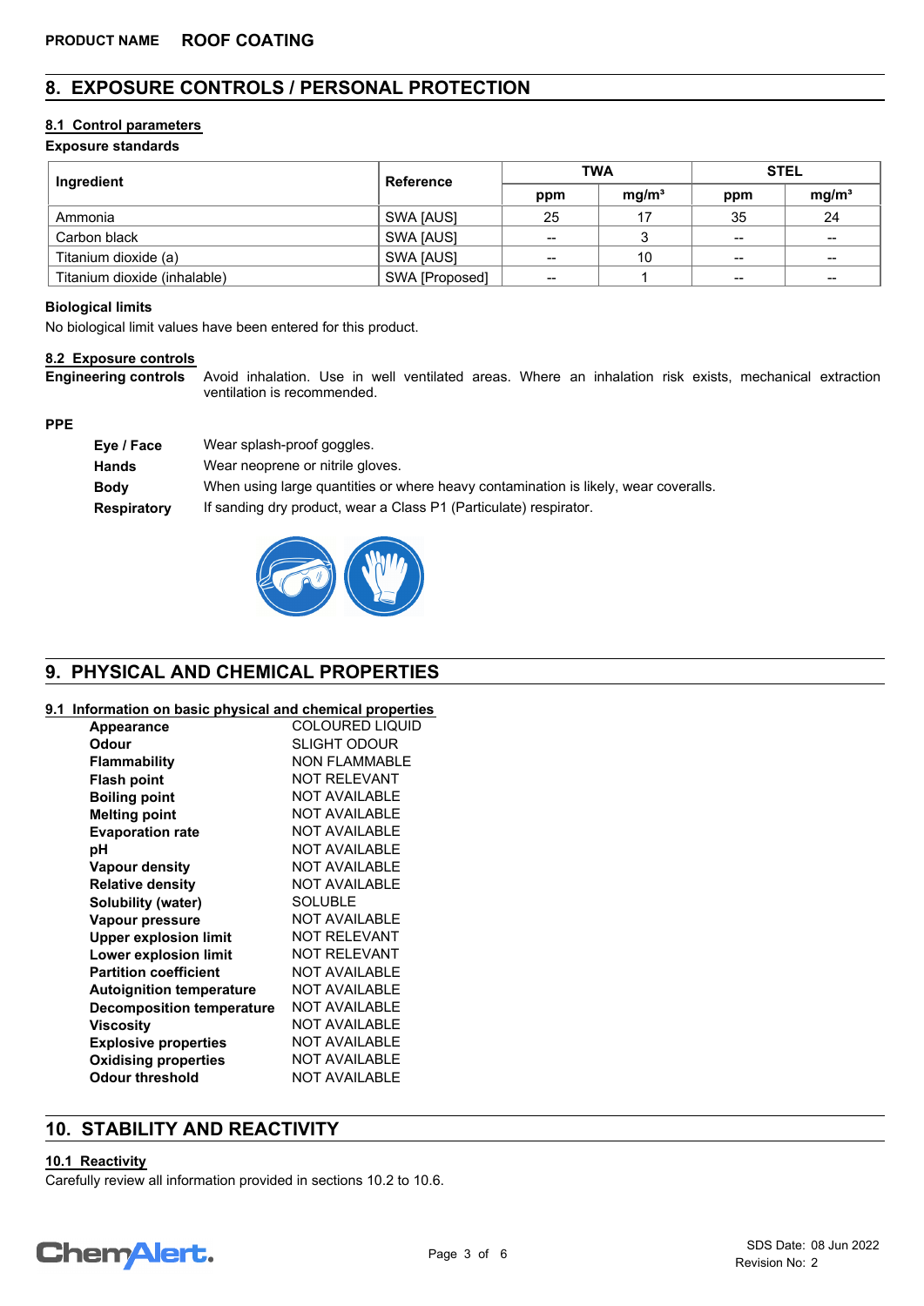PRODUCT NAME **ROOF COATING**

## 8. EXPOSURE CONTROLS / PERSONAL PROTECTION

### 8.1 Control parameters

**Exposure standards**

| Ingredient | Reference | TWA | | STEL | |
|---|---|---|---|---|---|
| | | ppm | mg/m³ | ppm | mg/m³ |
| Ammonia | SWA [AUS] | 25 | 17 | 35 | 24 |
| Carbon black | SWA [AUS] | -- | 3 | -- | -- |
| Titanium dioxide (a) | SWA [AUS] | -- | 10 | -- | -- |
| Titanium dioxide (inhalable) | SWA [Proposed] | -- | 1 | -- | -- |

**Biological limits**

No biological limit values have been entered for this product.

### 8.2 Exposure controls

**Engineering controls** Avoid inhalation. Use in well ventilated areas. Where an inhalation risk exists, mechanical extraction ventilation is recommended.

**PPE**

- **Eye / Face** Wear splash-proof goggles.
- **Hands** Wear neoprene or nitrile gloves.
- **Body** When using large quantities or where heavy contamination is likely, wear coveralls.
- **Respiratory** If sanding dry product, wear a Class P1 (Particulate) respirator.

## 9. PHYSICAL AND CHEMICAL PROPERTIES

### 9.1 Information on basic physical and chemical properties

| Property | Value |
|---|---|
| **Appearance** | COLOURED LIQUID |
| **Odour** | SLIGHT ODOUR |
| **Flammability** | NON FLAMMABLE |
| **Flash point** | NOT RELEVANT |
| **Boiling point** | NOT AVAILABLE |
| **Melting point** | NOT AVAILABLE |
| **Evaporation rate** | NOT AVAILABLE |
| **pH** | NOT AVAILABLE |
| **Vapour density** | NOT AVAILABLE |
| **Relative density** | NOT AVAILABLE |
| **Solubility (water)** | SOLUBLE |
| **Vapour pressure** | NOT AVAILABLE |
| **Upper explosion limit** | NOT RELEVANT |
| **Lower explosion limit** | NOT RELEVANT |
| **Partition coefficient** | NOT AVAILABLE |
| **Autoignition temperature** | NOT AVAILABLE |
| **Decomposition temperature** | NOT AVAILABLE |
| **Viscosity** | NOT AVAILABLE |
| **Explosive properties** | NOT AVAILABLE |
| **Oxidising properties** | NOT AVAILABLE |
| **Odour threshold** | NOT AVAILABLE |

## 10. STABILITY AND REACTIVITY

### 10.1 Reactivity

Carefully review all information provided in sections 10.2 to 10.6.

SDS Date: 08 Jun 2022
Revision No: 2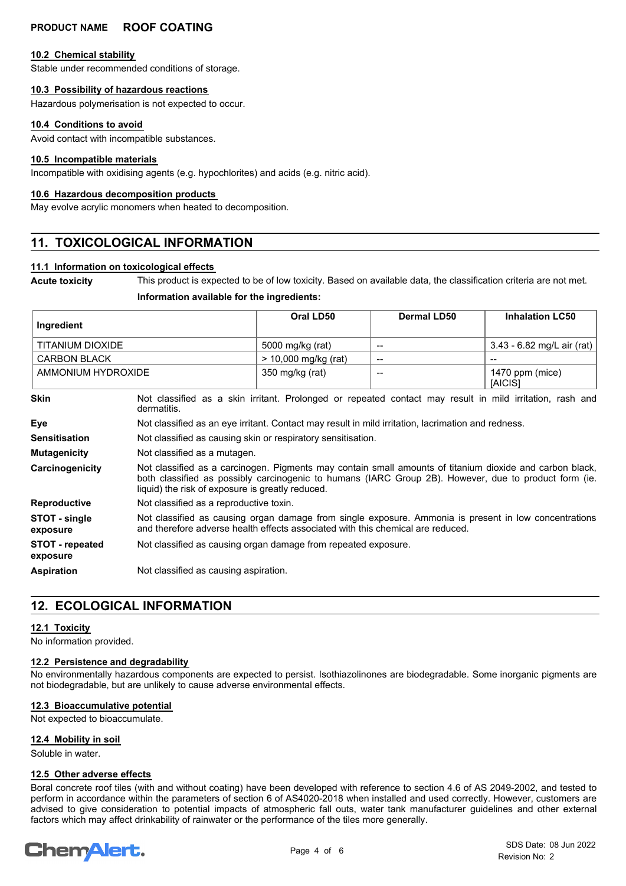#### 10.2 Chemical stability

Stable under recommended conditions of storage.

#### 10.3 Possibility of hazardous reactions

Hazardous polymerisation is not expected to occur.

#### 10.4 Conditions to avoid

Avoid contact with incompatible substances.

#### 10.5 Incompatible materials

Incompatible with oxidising agents (e.g. hypochlorites) and acids (e.g. nitric acid).

#### 10.6 Hazardous decomposition products

May evolve acrylic monomers when heated to decomposition.

## 11. TOXICOLOGICAL INFORMATION

#### 11.1 Information on toxicological effects

**Acute toxicity** This product is expected to be of low toxicity. Based on available data, the classification criteria are not met.

**Information available for the ingredients:**

| Ingredient | Oral LD50 | Dermal LD50 | Inhalation LC50 |
|---|---|---|---|
| TITANIUM DIOXIDE | 5000 mg/kg (rat) | -- | 3.43 - 6.82 mg/L air (rat) |
| CARBON BLACK | > 10,000 mg/kg (rat) | -- | -- |
| AMMONIUM HYDROXIDE | 350 mg/kg (rat) | -- | 1470 ppm (mice) [AICIS] |

**Skin** Not classified as a skin irritant. Prolonged or repeated contact may result in mild irritation, rash and dermatitis.

**Eye** Not classified as an eye irritant. Contact may result in mild irritation, lacrimation and redness.

**Sensitisation** Not classified as causing skin or respiratory sensitisation.

**Mutagenicity** Not classified as a mutagen.

**Carcinogenicity** Not classified as a carcinogen. Pigments may contain small amounts of titanium dioxide and carbon black, both classified as possibly carcinogenic to humans (IARC Group 2B). However, due to product form (ie. liquid) the risk of exposure is greatly reduced.

**Reproductive** Not classified as a reproductive toxin.

**STOT - single exposure** Not classified as causing organ damage from single exposure. Ammonia is present in low concentrations and therefore adverse health effects associated with this chemical are reduced.

**STOT - repeated exposure** Not classified as causing organ damage from repeated exposure.

**Aspiration** Not classified as causing aspiration.

## 12. ECOLOGICAL INFORMATION

#### 12.1 Toxicity

No information provided.

#### 12.2 Persistence and degradability

No environmentally hazardous components are expected to persist. Isothiazolinones are biodegradable. Some inorganic pigments are not biodegradable, but are unlikely to cause adverse environmental effects.

#### 12.3 Bioaccumulative potential

Not expected to bioaccumulate.

#### 12.4 Mobility in soil

Soluble in water.

#### 12.5 Other adverse effects

Boral concrete roof tiles (with and without coating) have been developed with reference to section 4.6 of AS 2049-2002, and tested to perform in accordance within the parameters of section 6 of AS4020-2018 when installed and used correctly. However, customers are advised to give consideration to potential impacts of atmospheric fall outs, water tank manufacturer guidelines and other external factors which may affect drinkability of rainwater or the performance of the tiles more generally.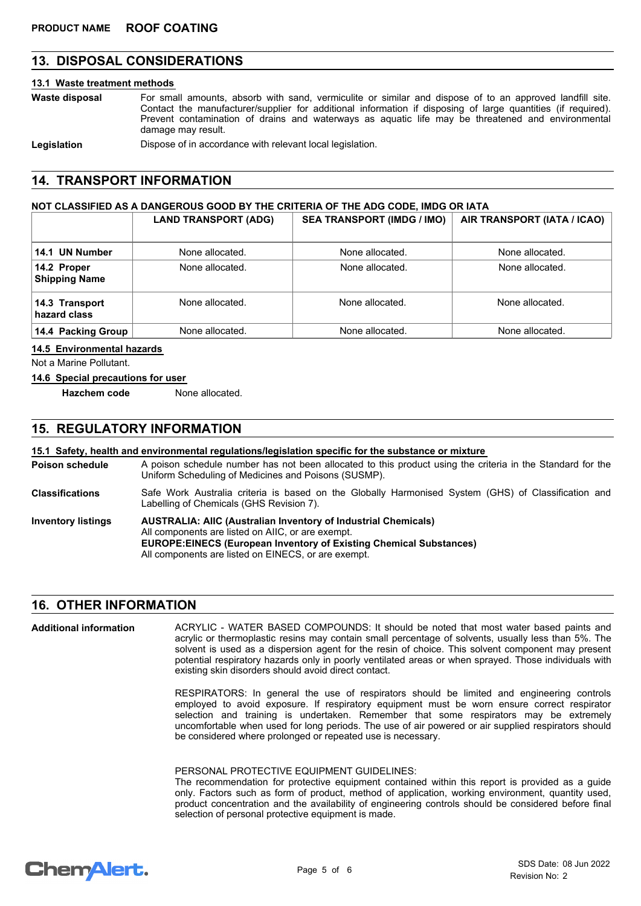## 13. DISPOSAL CONSIDERATIONS

### 13.1 Waste treatment methods

**Waste disposal** For small amounts, absorb with sand, vermiculite or similar and dispose of to an approved landfill site. Contact the manufacturer/supplier for additional information if disposing of large quantities (if required). Prevent contamination of drains and waterways as aquatic life may be threatened and environmental damage may result.

**Legislation** Dispose of in accordance with relevant local legislation.

## 14. TRANSPORT INFORMATION

**NOT CLASSIFIED AS A DANGEROUS GOOD BY THE CRITERIA OF THE ADG CODE, IMDG OR IATA**

| | LAND TRANSPORT (ADG) | SEA TRANSPORT (IMDG / IMO) | AIR TRANSPORT (IATA / ICAO) |
|---|---|---|---|
| **14.1 UN Number** | None allocated. | None allocated. | None allocated. |
| **14.2 Proper Shipping Name** | None allocated. | None allocated. | None allocated. |
| **14.3 Transport hazard class** | None allocated. | None allocated. | None allocated. |
| **14.4 Packing Group** | None allocated. | None allocated. | None allocated. |

### 14.5 Environmental hazards

Not a Marine Pollutant.

### 14.6 Special precautions for user

**Hazchem code** None allocated.

## 15. REGULATORY INFORMATION

### 15.1 Safety, health and environmental regulations/legislation specific for the substance or mixture

**Poison schedule** A poison schedule number has not been allocated to this product using the criteria in the Standard for the Uniform Scheduling of Medicines and Poisons (SUSMP).

**Classifications** Safe Work Australia criteria is based on the Globally Harmonised System (GHS) of Classification and Labelling of Chemicals (GHS Revision 7).

**Inventory listings** **AUSTRALIA: AIIC (Australian Inventory of Industrial Chemicals)**
All components are listed on AIIC, or are exempt.
**EUROPE:EINECS (European Inventory of Existing Chemical Substances)**
All components are listed on EINECS, or are exempt.

## 16. OTHER INFORMATION

**Additional information** ACRYLIC - WATER BASED COMPOUNDS: It should be noted that most water based paints and acrylic or thermoplastic resins may contain small percentage of solvents, usually less than 5%. The solvent is used as a dispersion agent for the resin of choice. This solvent component may present potential respiratory hazards only in poorly ventilated areas or when sprayed. Those individuals with existing skin disorders should avoid direct contact.

RESPIRATORS: In general the use of respirators should be limited and engineering controls employed to avoid exposure. If respiratory equipment must be worn ensure correct respirator selection and training is undertaken. Remember that some respirators may be extremely uncomfortable when used for long periods. The use of air powered or air supplied respirators should be considered where prolonged or repeated use is necessary.

PERSONAL PROTECTIVE EQUIPMENT GUIDELINES:
The recommendation for protective equipment contained within this report is provided as a guide only. Factors such as form of product, method of application, working environment, quantity used, product concentration and the availability of engineering controls should be considered before final selection of personal protective equipment is made.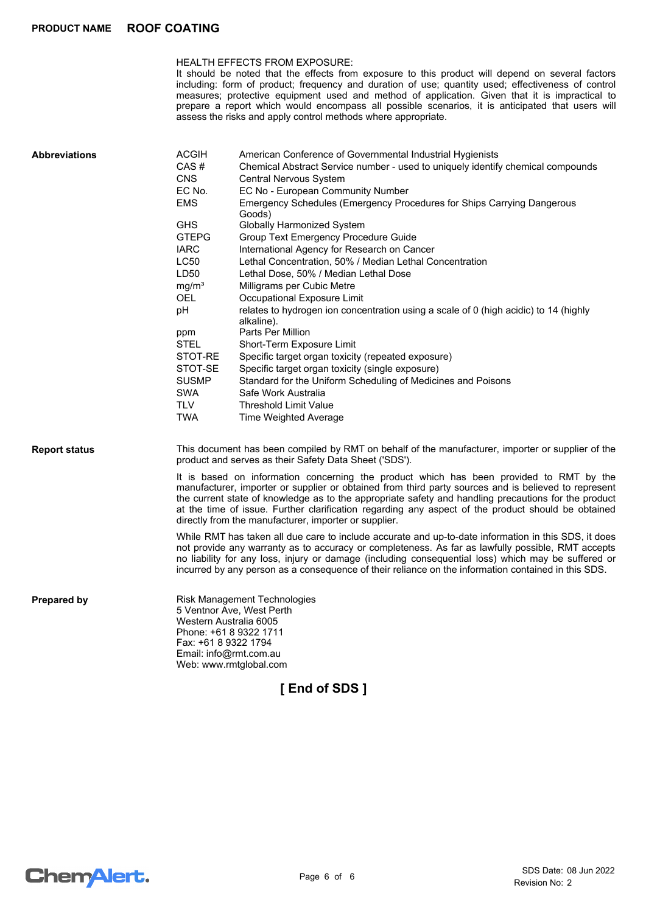HEALTH EFFECTS FROM EXPOSURE:
It should be noted that the effects from exposure to this product will depend on several factors including: form of product; frequency and duration of use; quantity used; effectiveness of control measures; protective equipment used and method of application. Given that it is impractical to prepare a report which would encompass all possible scenarios, it is anticipated that users will assess the risks and apply control methods where appropriate.

**Abbreviations**

| | |
|---|---|
| ACGIH | American Conference of Governmental Industrial Hygienists |
| CAS # | Chemical Abstract Service number - used to uniquely identify chemical compounds |
| CNS | Central Nervous System |
| EC No. | EC No - European Community Number |
| EMS | Emergency Schedules (Emergency Procedures for Ships Carrying Dangerous Goods) |
| GHS | Globally Harmonized System |
| GTEPG | Group Text Emergency Procedure Guide |
| IARC | International Agency for Research on Cancer |
| LC50 | Lethal Concentration, 50% / Median Lethal Concentration |
| LD50 | Lethal Dose, 50% / Median Lethal Dose |
| $mg/m^3$ | Milligrams per Cubic Metre |
| OEL | Occupational Exposure Limit |
| pH | relates to hydrogen ion concentration using a scale of 0 (high acidic) to 14 (highly alkaline). |
| ppm | Parts Per Million |
| STEL | Short-Term Exposure Limit |
| STOT-RE | Specific target organ toxicity (repeated exposure) |
| STOT-SE | Specific target organ toxicity (single exposure) |
| SUSMP | Standard for the Uniform Scheduling of Medicines and Poisons |
| SWA | Safe Work Australia |
| TLV | Threshold Limit Value |
| TWA | Time Weighted Average |

**Report status**

This document has been compiled by RMT on behalf of the manufacturer, importer or supplier of the product and serves as their Safety Data Sheet ('SDS').

It is based on information concerning the product which has been provided to RMT by the manufacturer, importer or supplier or obtained from third party sources and is believed to represent the current state of knowledge as to the appropriate safety and handling precautions for the product at the time of issue. Further clarification regarding any aspect of the product should be obtained directly from the manufacturer, importer or supplier.

While RMT has taken all due care to include accurate and up-to-date information in this SDS, it does not provide any warranty as to accuracy or completeness. As far as lawfully possible, RMT accepts no liability for any loss, injury or damage (including consequential loss) which may be suffered or incurred by any person as a consequence of their reliance on the information contained in this SDS.

**Prepared by**

Risk Management Technologies
5 Ventnor Ave, West Perth
Western Australia 6005
Phone: +61 8 9322 1711
Fax: +61 8 9322 1794
Email: info@rmt.com.au
Web: www.rmtglobal.com

**[ End of SDS ]**